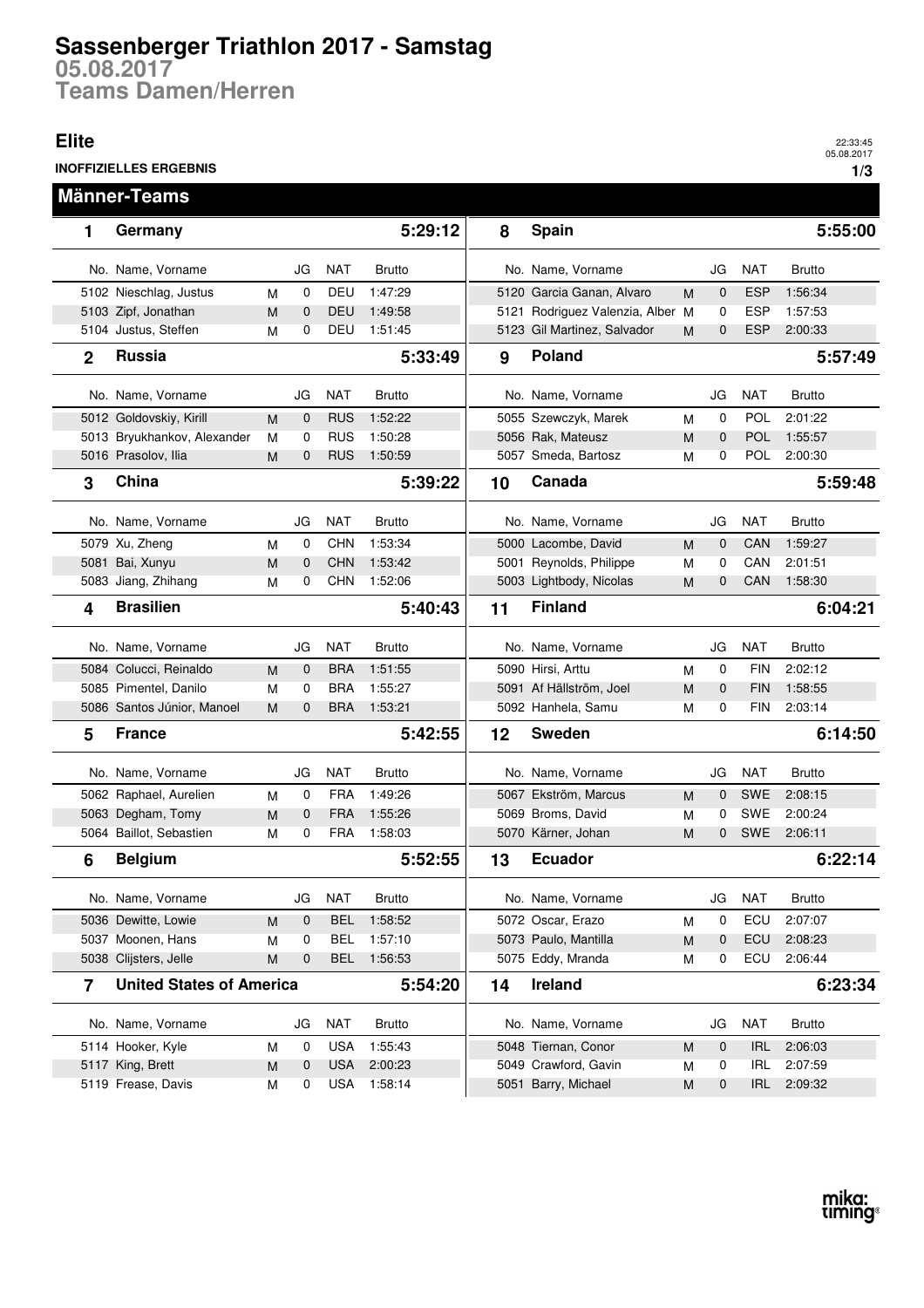# Sassenberger Triathlon 2017 - Samstag

## 05.08.2017

## Teams Damen/Herren

**Elite**

22:33:45
05.08.2017

**INOFFIZIELLES ERGEBNIS**

## Männer-Teams

### 1 Germany — 5:29:12

| No. | Name, Vorname | | JG | NAT | Brutto |
|---|---|---|---|---|---|
| 5102 | Nieschlag, Justus | M | 0 | DEU | 1:47:29 |
| 5103 | Zipf, Jonathan | M | 0 | DEU | 1:49:58 |
| 5104 | Justus, Steffen | M | 0 | DEU | 1:51:45 |

### 2 Russia — 5:33:49

| No. | Name, Vorname | | JG | NAT | Brutto |
|---|---|---|---|---|---|
| 5012 | Goldovskiy, Kirill | M | 0 | RUS | 1:52:22 |
| 5013 | Bryukhankov, Alexander | M | 0 | RUS | 1:50:28 |
| 5016 | Prasolov, Ilia | M | 0 | RUS | 1:50:59 |

### 3 China — 5:39:22

| No. | Name, Vorname | | JG | NAT | Brutto |
|---|---|---|---|---|---|
| 5079 | Xu, Zheng | M | 0 | CHN | 1:53:34 |
| 5081 | Bai, Xunyu | M | 0 | CHN | 1:53:42 |
| 5083 | Jiang, Zhihang | M | 0 | CHN | 1:52:06 |

### 4 Brasilien — 5:40:43

| No. | Name, Vorname | | JG | NAT | Brutto |
|---|---|---|---|---|---|
| 5084 | Colucci, Reinaldo | M | 0 | BRA | 1:51:55 |
| 5085 | Pimentel, Danilo | M | 0 | BRA | 1:55:27 |
| 5086 | Santos Júnior, Manoel | M | 0 | BRA | 1:53:21 |

### 5 France — 5:42:55

| No. | Name, Vorname | | JG | NAT | Brutto |
|---|---|---|---|---|---|
| 5062 | Raphael, Aurelien | M | 0 | FRA | 1:49:26 |
| 5063 | Degham, Tomy | M | 0 | FRA | 1:55:26 |
| 5064 | Baillot, Sebastien | M | 0 | FRA | 1:58:03 |

### 6 Belgium — 5:52:55

| No. | Name, Vorname | | JG | NAT | Brutto |
|---|---|---|---|---|---|
| 5036 | Dewitte, Lowie | M | 0 | BEL | 1:58:52 |
| 5037 | Moonen, Hans | M | 0 | BEL | 1:57:10 |
| 5038 | Clijsters, Jelle | M | 0 | BEL | 1:56:53 |

### 7 United States of America — 5:54:20

| No. | Name, Vorname | | JG | NAT | Brutto |
|---|---|---|---|---|---|
| 5114 | Hooker, Kyle | M | 0 | USA | 1:55:43 |
| 5117 | King, Brett | M | 0 | USA | 2:00:23 |
| 5119 | Frease, Davis | M | 0 | USA | 1:58:14 |

### 8 Spain — 5:55:00

| No. | Name, Vorname | | JG | NAT | Brutto |
|---|---|---|---|---|---|
| 5120 | Garcia Ganan, Alvaro | M | 0 | ESP | 1:56:34 |
| 5121 | Rodriguez Valenzia, Alber | M | 0 | ESP | 1:57:53 |
| 5123 | Gil Martinez, Salvador | M | 0 | ESP | 2:00:33 |

### 9 Poland — 5:57:49

| No. | Name, Vorname | | JG | NAT | Brutto |
|---|---|---|---|---|---|
| 5055 | Szewczyk, Marek | M | 0 | POL | 2:01:22 |
| 5056 | Rak, Mateusz | M | 0 | POL | 1:55:57 |
| 5057 | Smeda, Bartosz | M | 0 | POL | 2:00:30 |

### 10 Canada — 5:59:48

| No. | Name, Vorname | | JG | NAT | Brutto |
|---|---|---|---|---|---|
| 5000 | Lacombe, David | M | 0 | CAN | 1:59:27 |
| 5001 | Reynolds, Philippe | M | 0 | CAN | 2:01:51 |
| 5003 | Lightbody, Nicolas | M | 0 | CAN | 1:58:30 |

### 11 Finland — 6:04:21

| No. | Name, Vorname | | JG | NAT | Brutto |
|---|---|---|---|---|---|
| 5090 | Hirsi, Arttu | M | 0 | FIN | 2:02:12 |
| 5091 | Af Hällström, Joel | M | 0 | FIN | 1:58:55 |
| 5092 | Hanhela, Samu | M | 0 | FIN | 2:03:14 |

### 12 Sweden — 6:14:50

| No. | Name, Vorname | | JG | NAT | Brutto |
|---|---|---|---|---|---|
| 5067 | Ekström, Marcus | M | 0 | SWE | 2:08:15 |
| 5069 | Broms, David | M | 0 | SWE | 2:00:24 |
| 5070 | Kärner, Johan | M | 0 | SWE | 2:06:11 |

### 13 Ecuador — 6:22:14

| No. | Name, Vorname | | JG | NAT | Brutto |
|---|---|---|---|---|---|
| 5072 | Oscar, Erazo | M | 0 | ECU | 2:07:07 |
| 5073 | Paulo, Mantilla | M | 0 | ECU | 2:08:23 |
| 5075 | Eddy, Mranda | M | 0 | ECU | 2:06:44 |

### 14 Ireland — 6:23:34

| No. | Name, Vorname | | JG | NAT | Brutto |
|---|---|---|---|---|---|
| 5048 | Tiernan, Conor | M | 0 | IRL | 2:06:03 |
| 5049 | Crawford, Gavin | M | 0 | IRL | 2:07:59 |
| 5051 | Barry, Michael | M | 0 | IRL | 2:09:32 |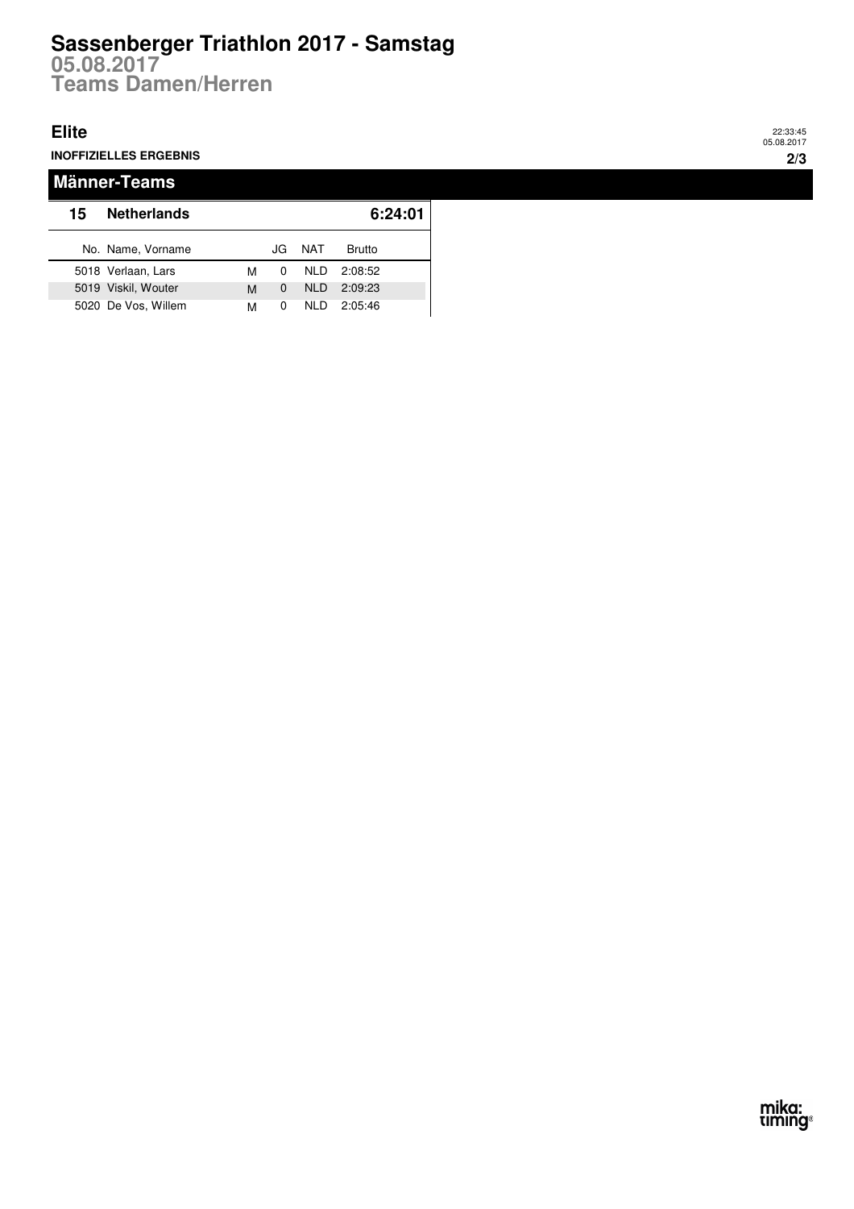# Sassenberger Triathlon 2017 - Samstag

## 05.08.2017

## Teams Damen/Herren

**Elite**

**INOFFIZIELLES ERGEBNIS**

22:33:45
05.08.2017

## Männer-Teams

**15 Netherlands 6:24:01**

| No. | Name, Vorname | | JG | NAT | Brutto |
|---|---|---|---|---|---|
| 5018 | Verlaan, Lars | M | 0 | NLD | 2:08:52 |
| 5019 | Viskil, Wouter | M | 0 | NLD | 2:09:23 |
| 5020 | De Vos, Willem | M | 0 | NLD | 2:05:46 |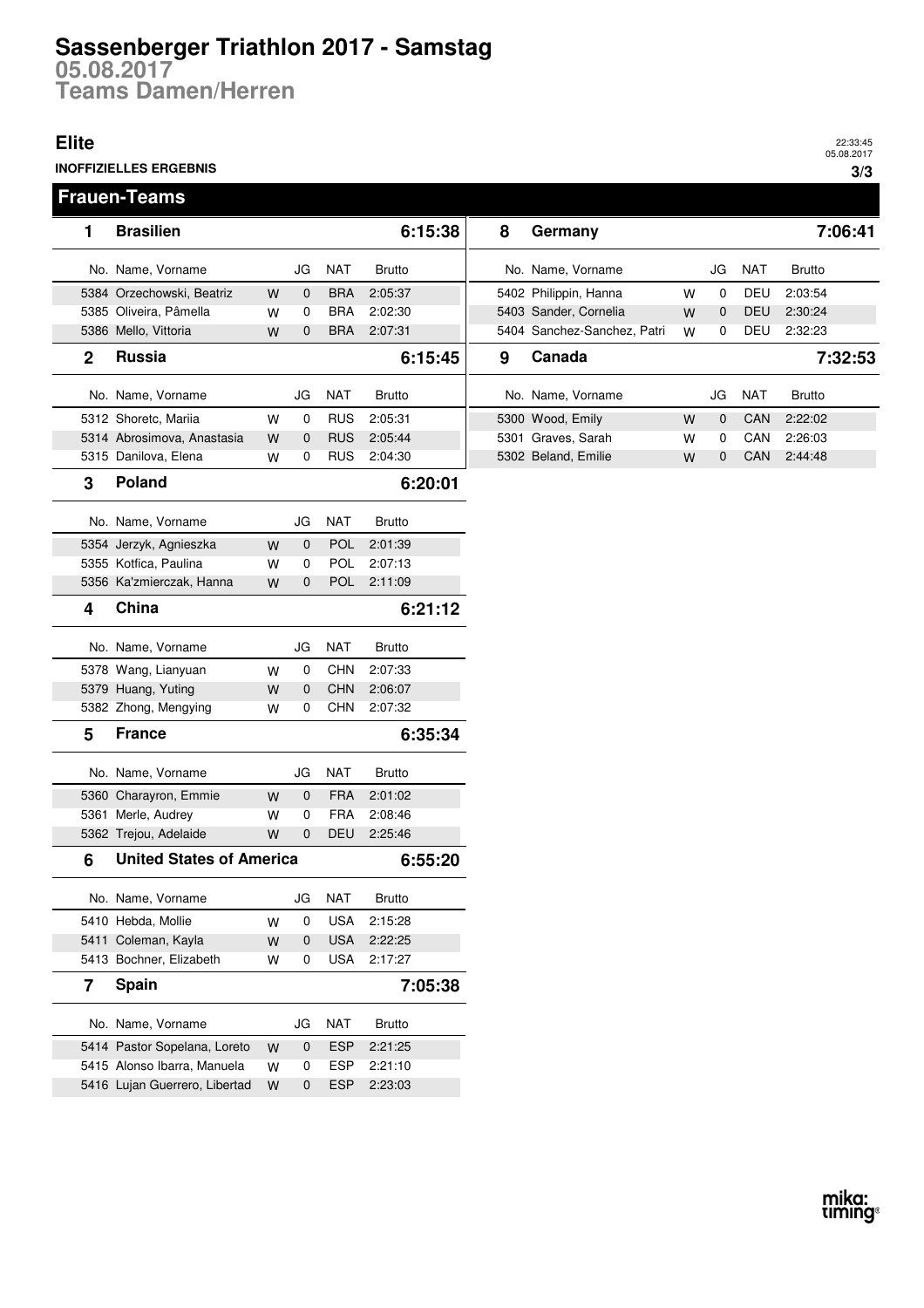# Sassenberger Triathlon 2017 - Samstag

## 05.08.2017

## Teams Damen/Herren

**Elite**

**INOFFIZIELLES ERGEBNIS**

22:33:45
05.08.2017

## Frauen-Teams

### 1 Brasilien — 6:15:38

| No. | Name, Vorname | | JG | NAT | Brutto |
|---|---|---|---|---|---|
| 5384 | Orzechowski, Beatriz | W | 0 | BRA | 2:05:37 |
| 5385 | Oliveira, Pâmella | W | 0 | BRA | 2:02:30 |
| 5386 | Mello, Vittoria | W | 0 | BRA | 2:07:31 |

### 2 Russia — 6:15:45

| No. | Name, Vorname | | JG | NAT | Brutto |
|---|---|---|---|---|---|
| 5312 | Shoretc, Mariia | W | 0 | RUS | 2:05:31 |
| 5314 | Abrosimova, Anastasia | W | 0 | RUS | 2:05:44 |
| 5315 | Danilova, Elena | W | 0 | RUS | 2:04:30 |

### 3 Poland — 6:20:01

| No. | Name, Vorname | | JG | NAT | Brutto |
|---|---|---|---|---|---|
| 5354 | Jerzyk, Agnieszka | W | 0 | POL | 2:01:39 |
| 5355 | Kotfica, Paulina | W | 0 | POL | 2:07:13 |
| 5356 | Ka'zmierczak, Hanna | W | 0 | POL | 2:11:09 |

### 4 China — 6:21:12

| No. | Name, Vorname | | JG | NAT | Brutto |
|---|---|---|---|---|---|
| 5378 | Wang, Lianyuan | W | 0 | CHN | 2:07:33 |
| 5379 | Huang, Yuting | W | 0 | CHN | 2:06:07 |
| 5382 | Zhong, Mengying | W | 0 | CHN | 2:07:32 |

### 5 France — 6:35:34

| No. | Name, Vorname | | JG | NAT | Brutto |
|---|---|---|---|---|---|
| 5360 | Charayron, Emmie | W | 0 | FRA | 2:01:02 |
| 5361 | Merle, Audrey | W | 0 | FRA | 2:08:46 |
| 5362 | Trejou, Adelaide | W | 0 | DEU | 2:25:46 |

### 6 United States of America — 6:55:20

| No. | Name, Vorname | | JG | NAT | Brutto |
|---|---|---|---|---|---|
| 5410 | Hebda, Mollie | W | 0 | USA | 2:15:28 |
| 5411 | Coleman, Kayla | W | 0 | USA | 2:22:25 |
| 5413 | Bochner, Elizabeth | W | 0 | USA | 2:17:27 |

### 7 Spain — 7:05:38

| No. | Name, Vorname | | JG | NAT | Brutto |
|---|---|---|---|---|---|
| 5414 | Pastor Sopelana, Loreto | W | 0 | ESP | 2:21:25 |
| 5415 | Alonso Ibarra, Manuela | W | 0 | ESP | 2:21:10 |
| 5416 | Lujan Guerrero, Libertad | W | 0 | ESP | 2:23:03 |

### 8 Germany — 7:06:41

| No. | Name, Vorname | | JG | NAT | Brutto |
|---|---|---|---|---|---|
| 5402 | Philippin, Hanna | W | 0 | DEU | 2:03:54 |
| 5403 | Sander, Cornelia | W | 0 | DEU | 2:30:24 |
| 5404 | Sanchez-Sanchez, Patri | W | 0 | DEU | 2:32:23 |

### 9 Canada — 7:32:53

| No. | Name, Vorname | | JG | NAT | Brutto |
|---|---|---|---|---|---|
| 5300 | Wood, Emily | W | 0 | CAN | 2:22:02 |
| 5301 | Graves, Sarah | W | 0 | CAN | 2:26:03 |
| 5302 | Beland, Emilie | W | 0 | CAN | 2:44:48 |